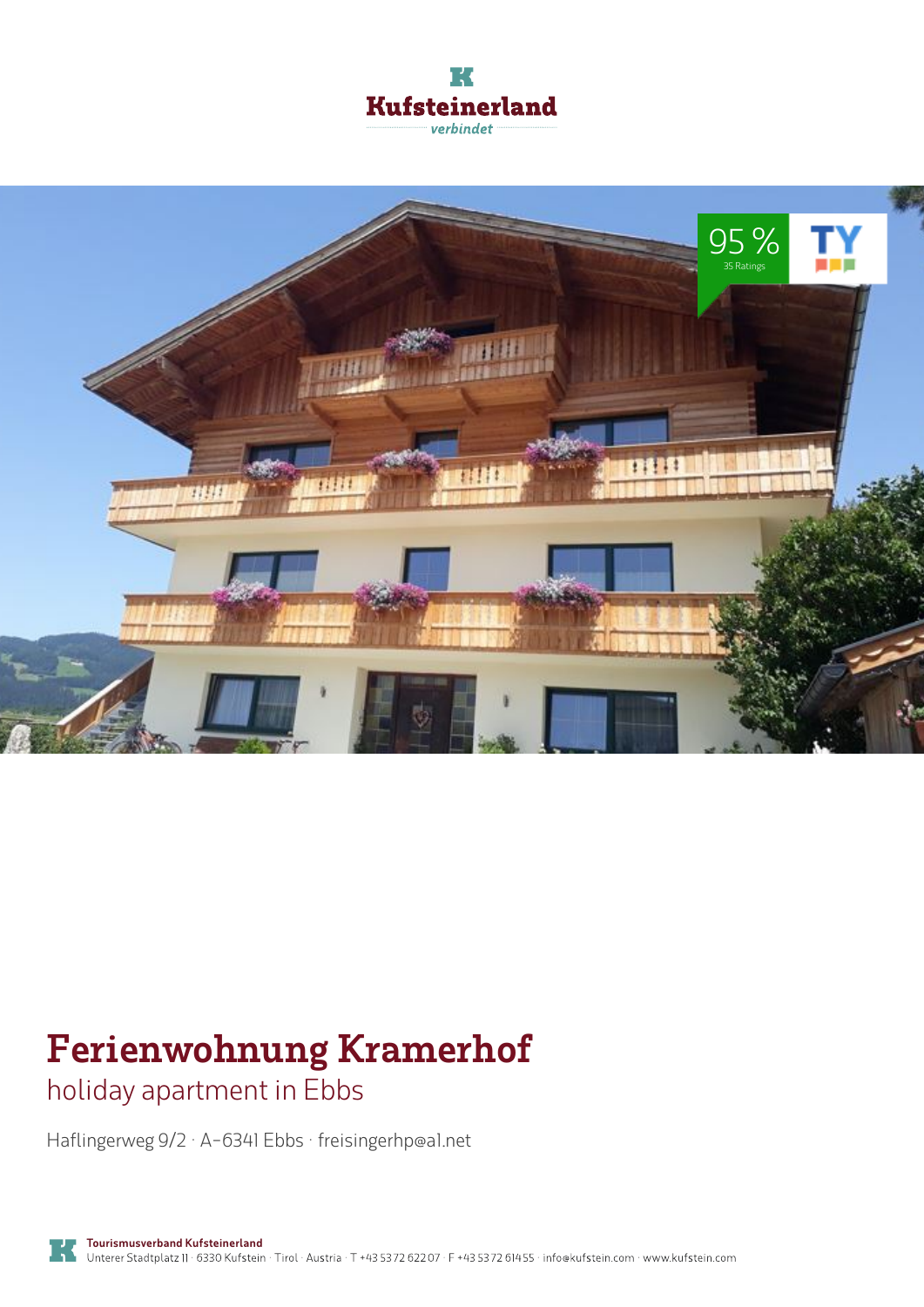# Ferienwohnung Kramerhof

## holiday apartment in Ebbs

Haflingerweg 9/2 · A-6341 Ebbs · freisingerhp@a1.net

**Tourismusverband Kufsteinerland**
Unterer Stadtplatz 11 · 6330 Kufstein · Tirol · Austria · T +43 5372 62207 · F +43 5372 61455 · info@kufstein.com · www.kufstein.com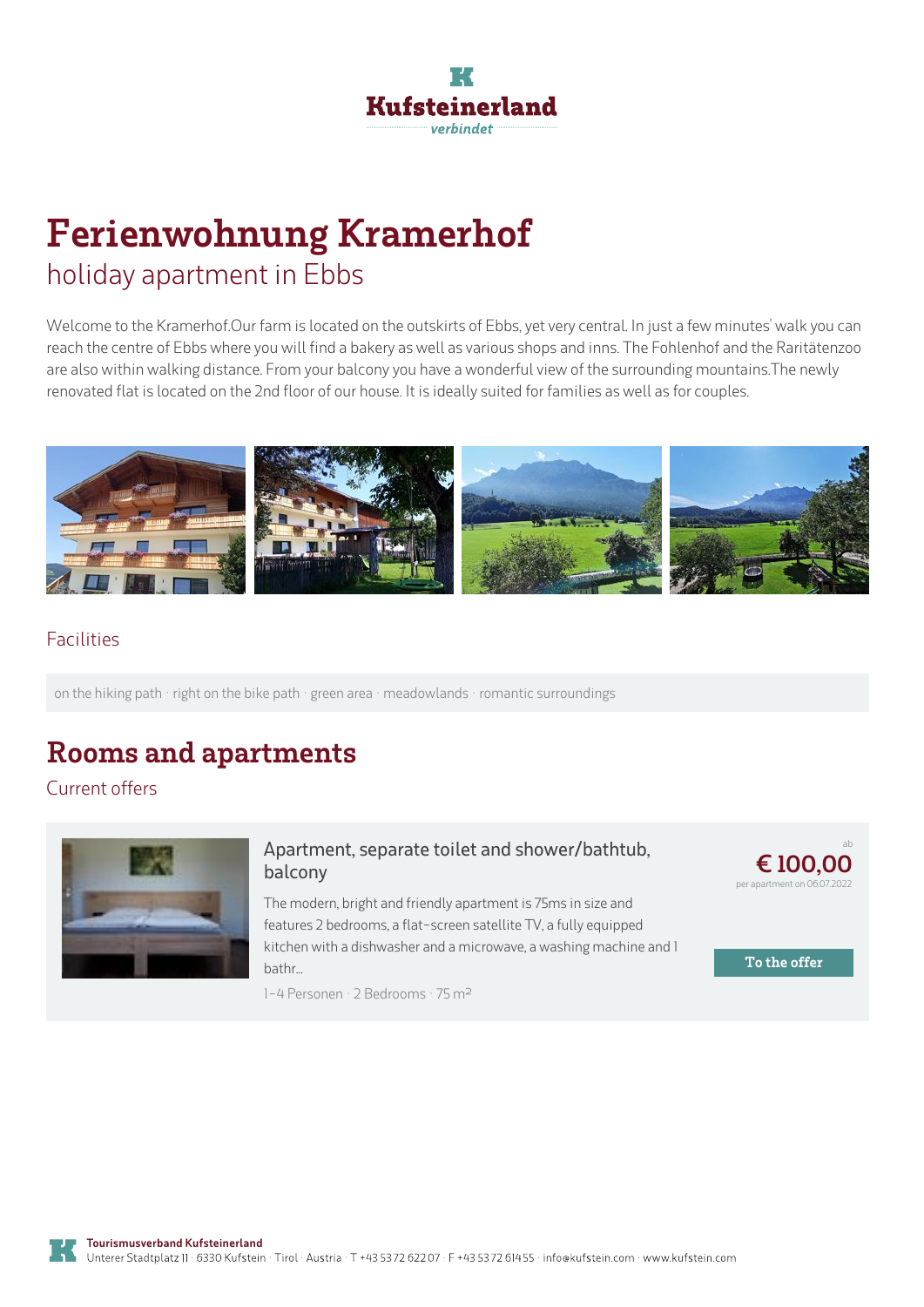Kufsteinerland

verbindet

# Ferienwohnung Kramerhof

## holiday apartment in Ebbs

Welcome to the Kramerhof.Our farm is located on the outskirts of Ebbs, yet very central. In just a few minutes' walk you can reach the centre of Ebbs where you will find a bakery as well as various shops and inns. The Fohlenhof and the Raritätenzoo are also within walking distance. From your balcony you have a wonderful view of the surrounding mountains.The newly renovated flat is located on the 2nd floor of our house. It is ideally suited for families as well as for couples.

### Facilities

on the hiking path · right on the bike path · green area · meadowlands · romantic surroundings

# Rooms and apartments

## Current offers

### Apartment, separate toilet and shower/bathtub, balcony

The modern, bright and friendly apartment is 75ms in size and features 2 bedrooms, a flat-screen satellite TV, a fully equipped kitchen with a dishwasher and a microwave, a washing machine and 1 bathr...

1-4 Personen · 2 Bedrooms · 75 m²

ab

**€ 100,00**

per apartment on 06.07.2022

To the offer

**Tourismusverband Kufsteinerland**

Unterer Stadtplatz 11 · 6330 Kufstein · Tirol · Austria · T +43 5372 62207 · F +43 5372 61455 · info@kufstein.com · www.kufstein.com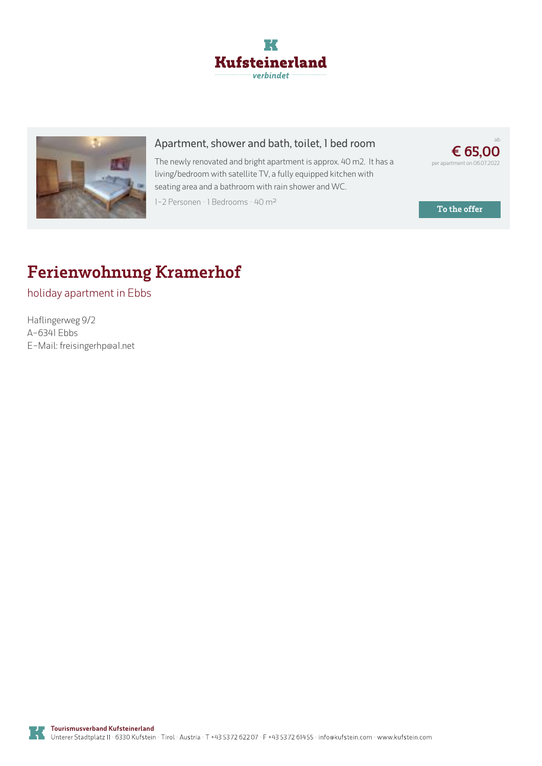Kufsteinerland

verbindet

## Apartment, shower and bath, toilet, 1 bed room

The newly renovated and bright apartment is approx. 40 m2. It has a living/bedroom with satellite TV, a fully equipped kitchen with seating area and a bathroom with rain shower and WC.

1-2 Personen · 1 Bedrooms · 40 m²

ab
**€ 65,00**
per apartment on 06.07.2022

To the offer

# Ferienwohnung Kramerhof

holiday apartment in Ebbs

Haflingerweg 9/2
A-6341 Ebbs
E-Mail: freisingerhp@a1.net

**Tourismusverband Kufsteinerland**
Unterer Stadtplatz 11 · 6330 Kufstein · Tirol · Austria · T +43 5372 62207 · F +43 5372 61455 · info@kufstein.com · www.kufstein.com